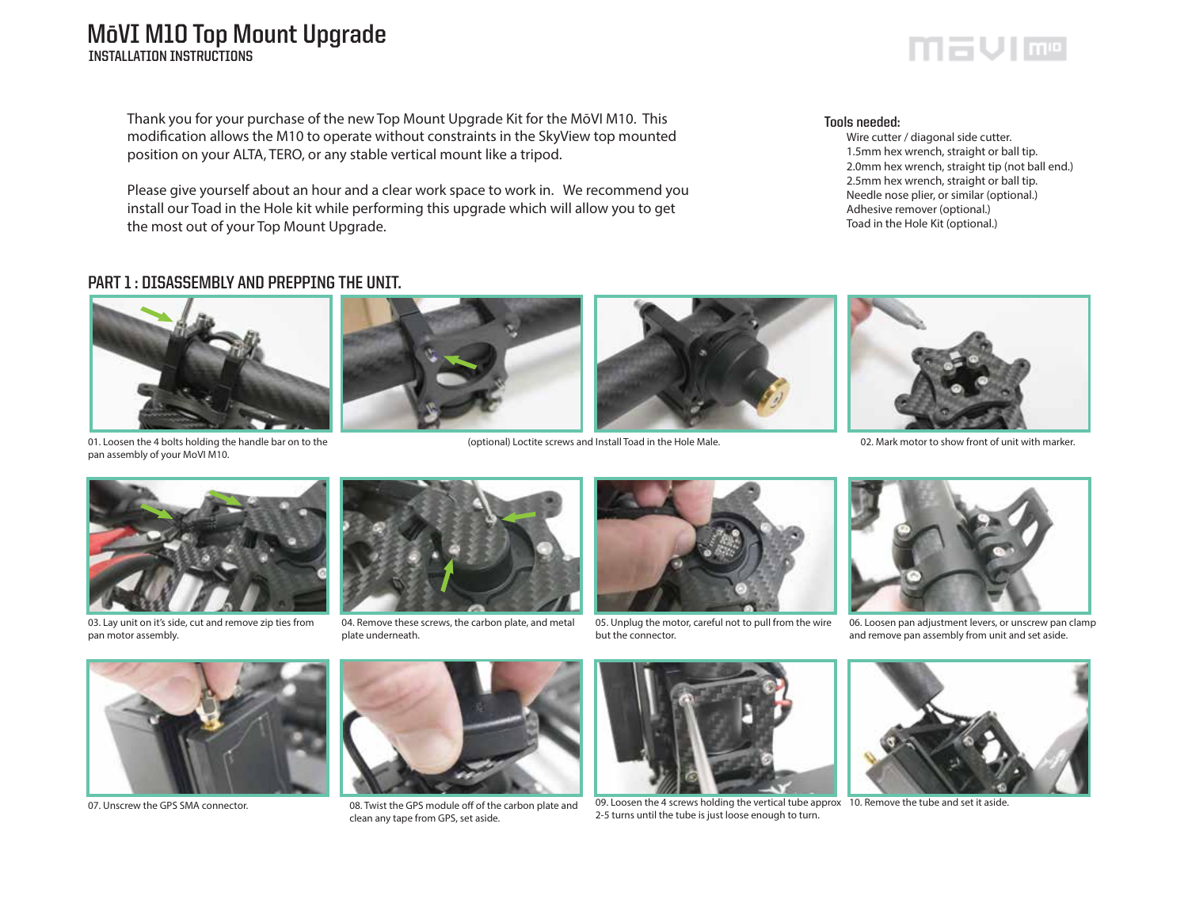# MōVI M10 Top Mount Upgrade

## INSTALLATION INSTRUCTIONS

Thank you for your purchase of the new Top Mount Upgrade Kit for the MōVI M10. This modification allows the M10 to operate without constraints in the SkyView top mounted position on your ALTA, TERO, or any stable vertical mount like a tripod.

Please give yourself about an hour and a clear work space to work in. We recommend you install our Toad in the Hole kit while performing this upgrade which will allow you to get the most out of your Top Mount Upgrade.

### Tools needed:

- Wire cutter / diagonal side cutter.
- 1.5mm hex wrench, straight or ball tip.
- 2.0mm hex wrench, straight tip (not ball end.)
- 2.5mm hex wrench, straight or ball tip.
- Needle nose plier, or similar (optional.)
- Adhesive remover (optional.)
- Toad in the Hole Kit (optional.)

## PART 1 : DISASSEMBLY AND PREPPING THE UNIT.

01. Loosen the 4 bolts holding the handle bar on to the pan assembly of your MoVI M10.

(optional) Loctite screws and Install Toad in the Hole Male.

02. Mark motor to show front of unit with marker.

03. Lay unit on it's side, cut and remove zip ties from pan motor assembly.

04. Remove these screws, the carbon plate, and metal plate underneath.

05. Unplug the motor, careful not to pull from the wire but the connector.

06. Loosen pan adjustment levers, or unscrew pan clamp and remove pan assembly from unit and set aside.

07. Unscrew the GPS SMA connector.

08. Twist the GPS module off of the carbon plate and clean any tape from GPS, set aside.

09. Loosen the 4 screws holding the vertical tube approx 2-5 turns until the tube is just loose enough to turn.

10. Remove the tube and set it aside.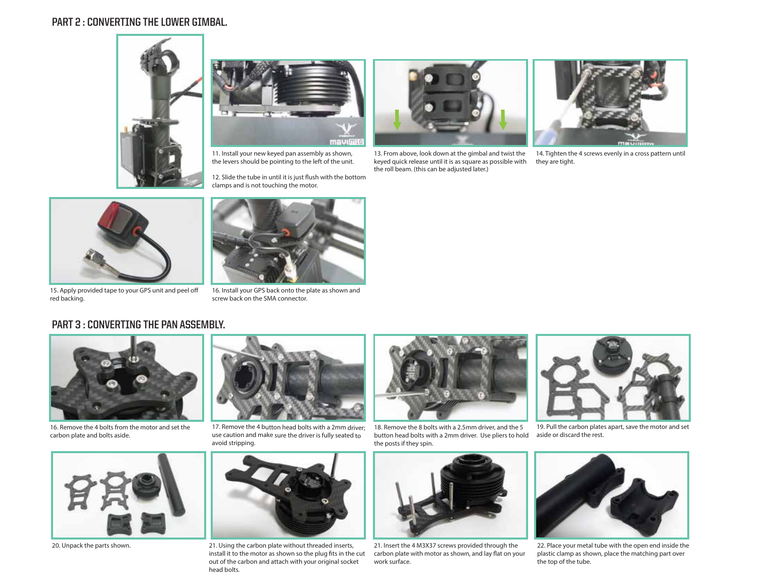## PART 2 : CONVERTING THE LOWER GIMBAL.

11. Install your new keyed pan assembly as shown, the levers should be pointing to the left of the unit.

12. Slide the tube in until it is just flush with the bottom clamps and is not touching the motor.

13. From above, look down at the gimbal and twist the keyed quick release until it is as square as possible with the roll beam. (this can be adjusted later.)

14. Tighten the 4 screws evenly in a cross pattern until they are tight.

15. Apply provided tape to your GPS unit and peel off red backing.

16. Install your GPS back onto the plate as shown and screw back on the SMA connector.

## PART 3 : CONVERTING THE PAN ASSEMBLY.

16. Remove the 4 bolts from the motor and set the carbon plate and bolts aside.

17. Remove the 4 button head bolts with a 2mm driver; use caution and make sure the driver is fully seated to avoid stripping.

18. Remove the 8 bolts with a 2.5mm driver, and the 5 button head bolts with a 2mm driver. Use pliers to hold the posts if they spin.

19. Pull the carbon plates apart, save the motor and set aside or discard the rest.

20. Unpack the parts shown.

21. Using the carbon plate without threaded inserts, install it to the motor as shown so the plug fits in the cut out of the carbon and attach with your original socket head bolts.

21. Insert the 4 M3X37 screws provided through the carbon plate with motor as shown, and lay flat on your work surface.

22. Place your metal tube with the open end inside the plastic clamp as shown, place the matching part over the top of the tube.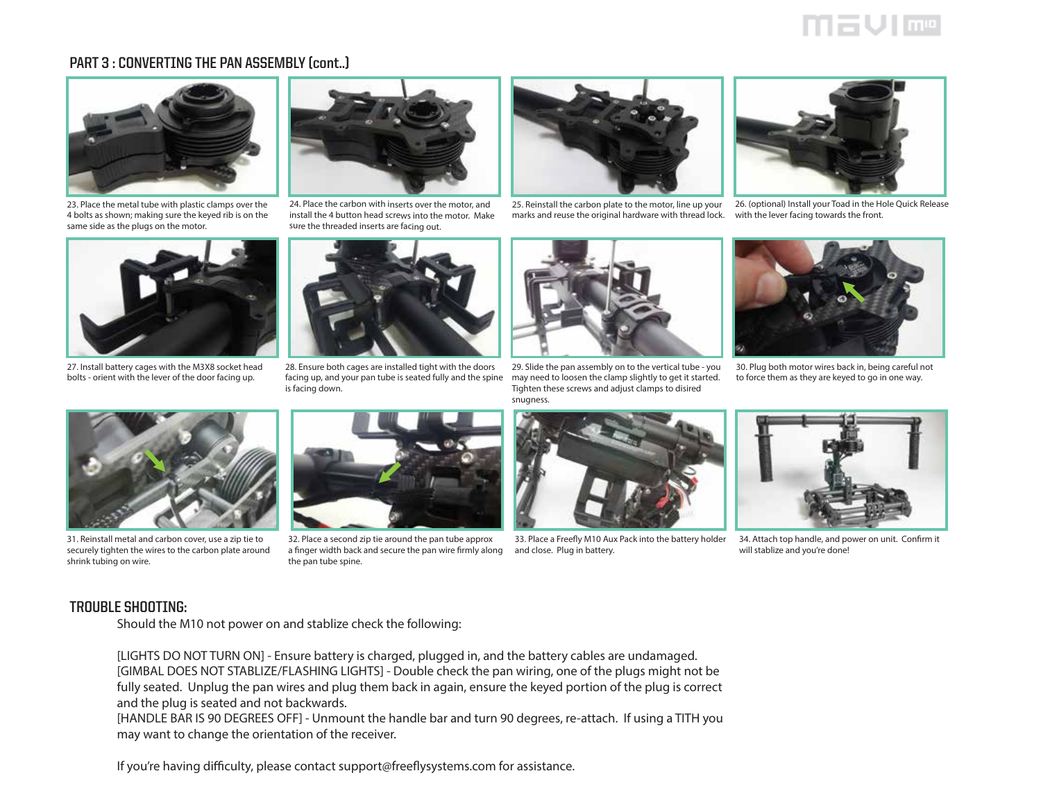## PART 3 : CONVERTING THE PAN ASSEMBLY (cont..)

23. Place the metal tube with plastic clamps over the 4 bolts as shown; making sure the keyed rib is on the same side as the plugs on the motor.

24. Place the carbon with inserts over the motor, and install the 4 button head screws into the motor. Make sure the threaded inserts are facing out.

25. Reinstall the carbon plate to the motor, line up your marks and reuse the original hardware with thread lock.

26. (optional) Install your Toad in the Hole Quick Release with the lever facing towards the front.

27. Install battery cages with the M3X8 socket head bolts - orient with the lever of the door facing up.

28. Ensure both cages are installed tight with the doors facing up, and your pan tube is seated fully and the spine is facing down.

29. Slide the pan assembly on to the vertical tube - you may need to loosen the clamp slightly to get it started. Tighten these screws and adjust clamps to disired snugness.

30. Plug both motor wires back in, being careful not to force them as they are keyed to go in one way.

31. Reinstall metal and carbon cover, use a zip tie to securely tighten the wires to the carbon plate around shrink tubing on wire.

32. Place a second zip tie around the pan tube approx a finger width back and secure the pan wire firmly along the pan tube spine.

33. Place a Freefly M10 Aux Pack into the battery holder and close. Plug in battery.

34. Attach top handle, and power on unit. Confirm it will stablize and you're done!

## TROUBLE SHOOTING:

Should the M10 not power on and stablize check the following:

[LIGHTS DO NOT TURN ON] - Ensure battery is charged, plugged in, and the battery cables are undamaged.
[GIMBAL DOES NOT STABLIZE/FLASHING LIGHTS] - Double check the pan wiring, one of the plugs might not be fully seated. Unplug the pan wires and plug them back in again, ensure the keyed portion of the plug is correct and the plug is seated and not backwards.
[HANDLE BAR IS 90 DEGREES OFF] - Unmount the handle bar and turn 90 degrees, re-attach. If using a TITH you may want to change the orientation of the receiver.

If you're having difficulty, please contact support@freeflysystems.com for assistance.